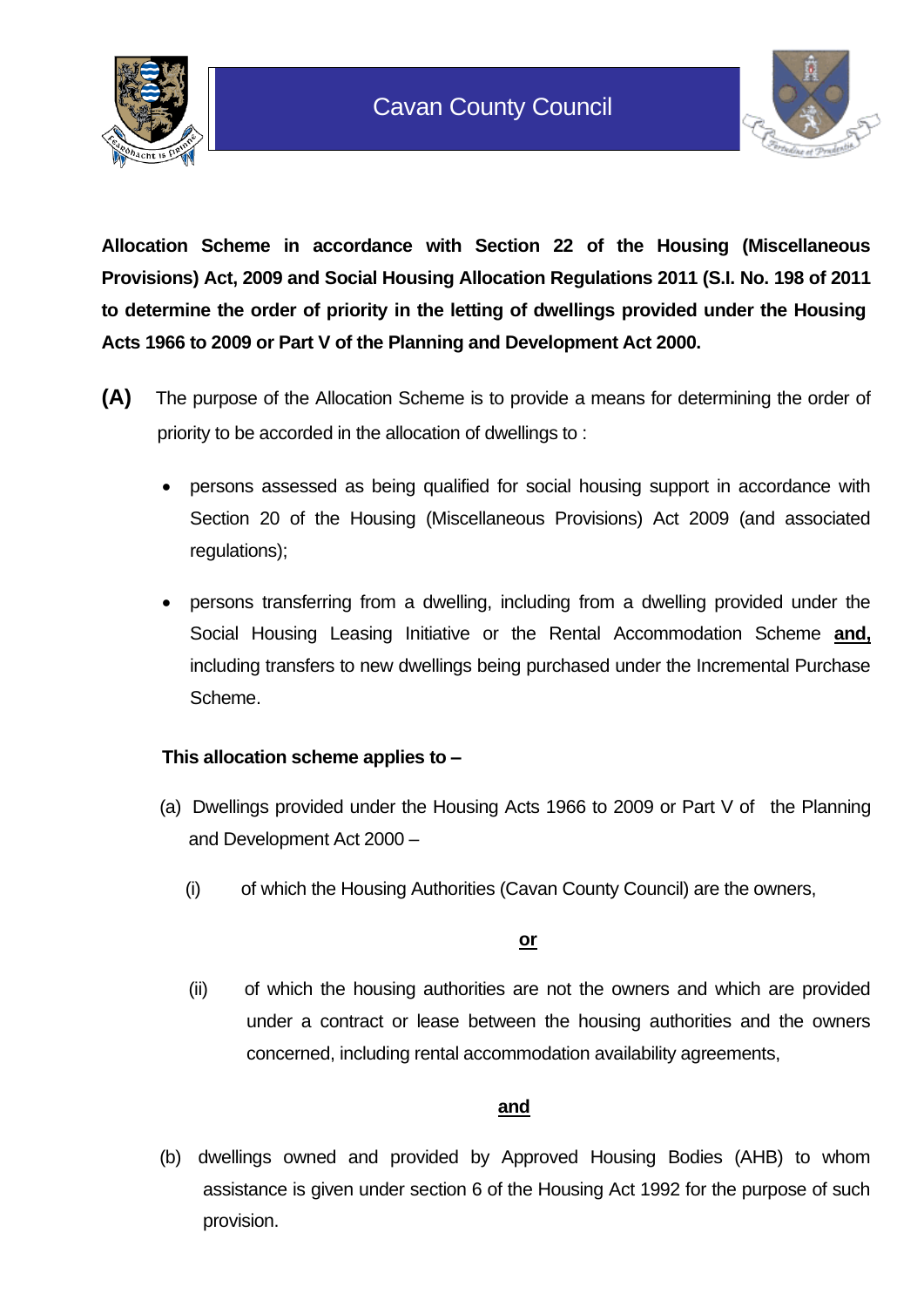# Cavan County Council

**Allocation Scheme in accordance with Section 22 of the Housing (Miscellaneous Provisions) Act, 2009 and Social Housing Allocation Regulations 2011 (S.I. No. 198 of 2011 to determine the order of priority in the letting of dwellings provided under the Housing Acts 1966 to 2009 or Part V of the Planning and Development Act 2000.**

**(A)** The purpose of the Allocation Scheme is to provide a means for determining the order of priority to be accorded in the allocation of dwellings to :

- persons assessed as being qualified for social housing support in accordance with Section 20 of the Housing (Miscellaneous Provisions) Act 2009 (and associated regulations);
- persons transferring from a dwelling, including from a dwelling provided under the Social Housing Leasing Initiative or the Rental Accommodation Scheme **and,** including transfers to new dwellings being purchased under the Incremental Purchase Scheme.

**This allocation scheme applies to –**

(a) Dwellings provided under the Housing Acts 1966 to 2009 or Part V of the Planning and Development Act 2000 –

(i) of which the Housing Authorities (Cavan County Council) are the owners,

**or**

(ii) of which the housing authorities are not the owners and which are provided under a contract or lease between the housing authorities and the owners concerned, including rental accommodation availability agreements,

**and**

(b) dwellings owned and provided by Approved Housing Bodies (AHB) to whom assistance is given under section 6 of the Housing Act 1992 for the purpose of such provision.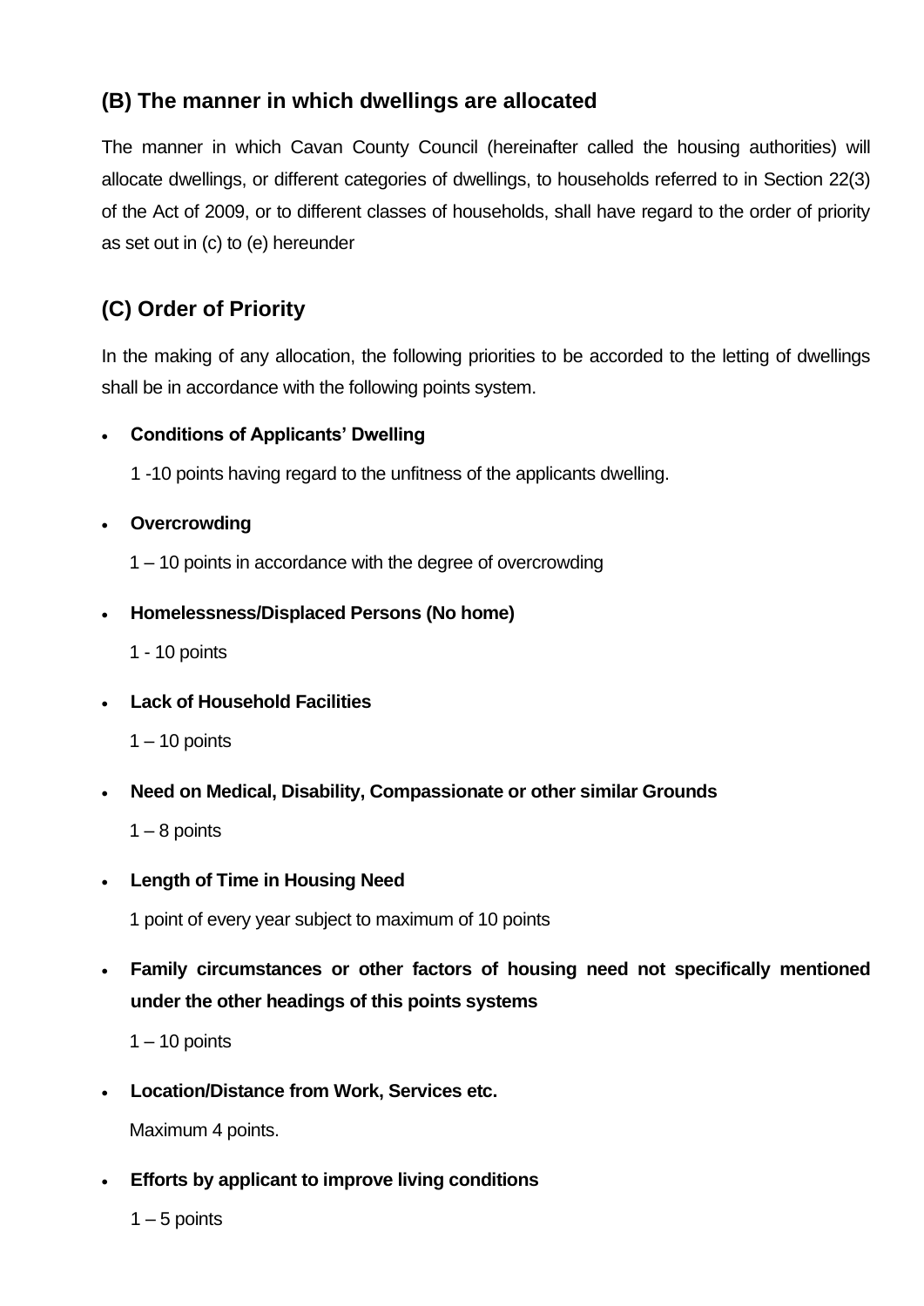## (B) The manner in which dwellings are allocated

The manner in which Cavan County Council (hereinafter called the housing authorities) will allocate dwellings, or different categories of dwellings, to households referred to in Section 22(3) of the Act of 2009, or to different classes of households, shall have regard to the order of priority as set out in (c) to (e) hereunder

## (C) Order of Priority

In the making of any allocation, the following priorities to be accorded to the letting of dwellings shall be in accordance with the following points system.

- **Conditions of Applicants' Dwelling**

  1 -10 points having regard to the unfitness of the applicants dwelling.

- **Overcrowding**

  1 – 10 points in accordance with the degree of overcrowding

- **Homelessness/Displaced Persons (No home)**

  1 - 10 points

- **Lack of Household Facilities**

  1 – 10 points

- **Need on Medical, Disability, Compassionate or other similar Grounds**

  1 – 8 points

- **Length of Time in Housing Need**

  1 point of every year subject to maximum of 10 points

- **Family circumstances or other factors of housing need not specifically mentioned under the other headings of this points systems**

  1 – 10 points

- **Location/Distance from Work, Services etc.**

  Maximum 4 points.

- **Efforts by applicant to improve living conditions**

  1 – 5 points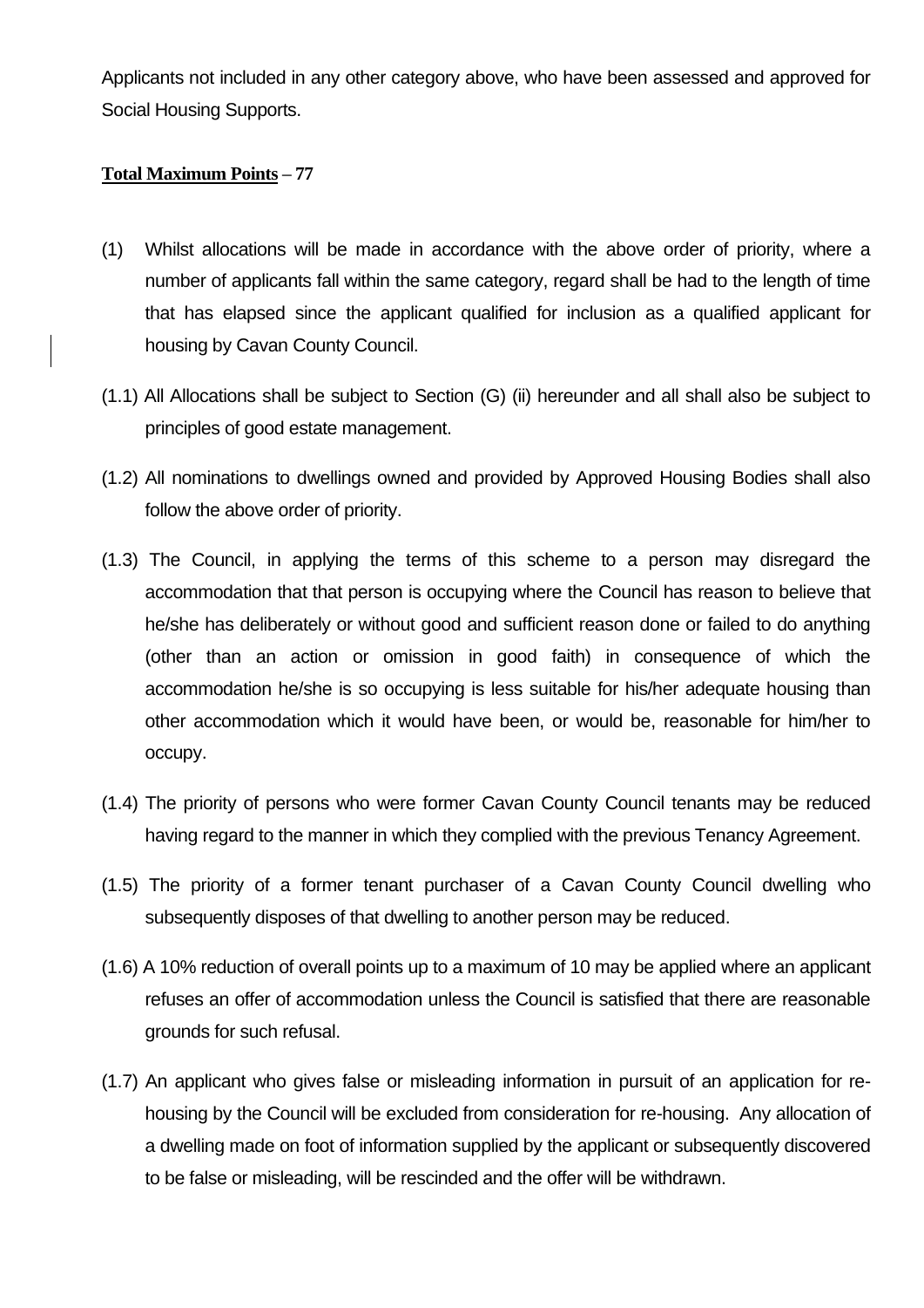Applicants not included in any other category above, who have been assessed and approved for Social Housing Supports.

**Total Maximum Points – 77**

(1) Whilst allocations will be made in accordance with the above order of priority, where a number of applicants fall within the same category, regard shall be had to the length of time that has elapsed since the applicant qualified for inclusion as a qualified applicant for housing by Cavan County Council.

(1.1) All Allocations shall be subject to Section (G) (ii) hereunder and all shall also be subject to principles of good estate management.

(1.2) All nominations to dwellings owned and provided by Approved Housing Bodies shall also follow the above order of priority.

(1.3) The Council, in applying the terms of this scheme to a person may disregard the accommodation that that person is occupying where the Council has reason to believe that he/she has deliberately or without good and sufficient reason done or failed to do anything (other than an action or omission in good faith) in consequence of which the accommodation he/she is so occupying is less suitable for his/her adequate housing than other accommodation which it would have been, or would be, reasonable for him/her to occupy.

(1.4) The priority of persons who were former Cavan County Council tenants may be reduced having regard to the manner in which they complied with the previous Tenancy Agreement.

(1.5) The priority of a former tenant purchaser of a Cavan County Council dwelling who subsequently disposes of that dwelling to another person may be reduced.

(1.6) A 10% reduction of overall points up to a maximum of 10 may be applied where an applicant refuses an offer of accommodation unless the Council is satisfied that there are reasonable grounds for such refusal.

(1.7) An applicant who gives false or misleading information in pursuit of an application for re-housing by the Council will be excluded from consideration for re-housing. Any allocation of a dwelling made on foot of information supplied by the applicant or subsequently discovered to be false or misleading, will be rescinded and the offer will be withdrawn.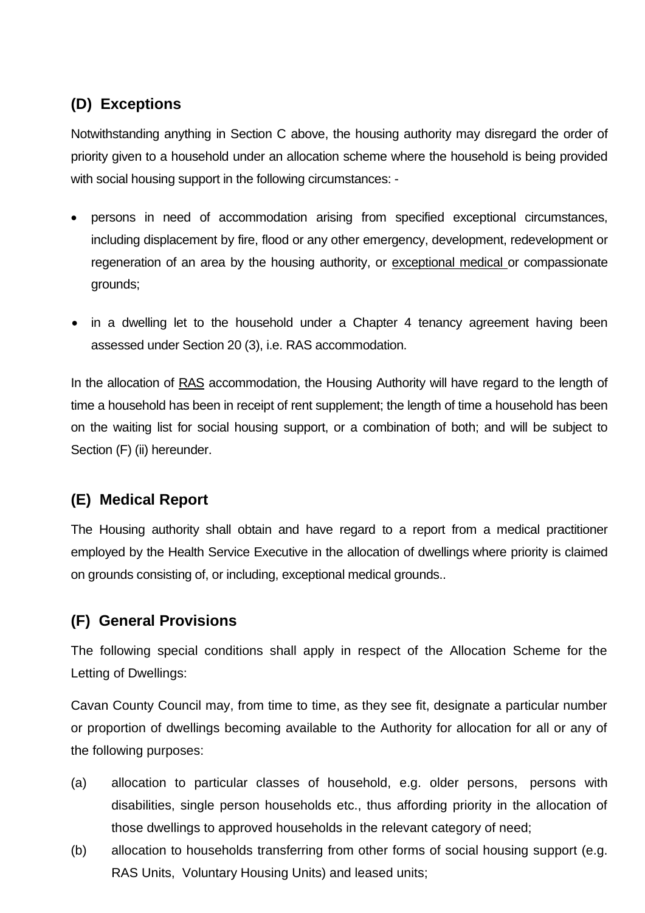## (D) Exceptions

Notwithstanding anything in Section C above, the housing authority may disregard the order of priority given to a household under an allocation scheme where the household is being provided with social housing support in the following circumstances: -

- persons in need of accommodation arising from specified exceptional circumstances, including displacement by fire, flood or any other emergency, development, redevelopment or regeneration of an area by the housing authority, or exceptional medical or compassionate grounds;
- in a dwelling let to the household under a Chapter 4 tenancy agreement having been assessed under Section 20 (3), i.e. RAS accommodation.

In the allocation of RAS accommodation, the Housing Authority will have regard to the length of time a household has been in receipt of rent supplement; the length of time a household has been on the waiting list for social housing support, or a combination of both; and will be subject to Section (F) (ii) hereunder.

## (E) Medical Report

The Housing authority shall obtain and have regard to a report from a medical practitioner employed by the Health Service Executive in the allocation of dwellings where priority is claimed on grounds consisting of, or including, exceptional medical grounds..

## (F) General Provisions

The following special conditions shall apply in respect of the Allocation Scheme for the Letting of Dwellings:

Cavan County Council may, from time to time, as they see fit, designate a particular number or proportion of dwellings becoming available to the Authority for allocation for all or any of the following purposes:

(a) allocation to particular classes of household, e.g. older persons, persons with disabilities, single person households etc., thus affording priority in the allocation of those dwellings to approved households in the relevant category of need;

(b) allocation to households transferring from other forms of social housing support (e.g. RAS Units, Voluntary Housing Units) and leased units;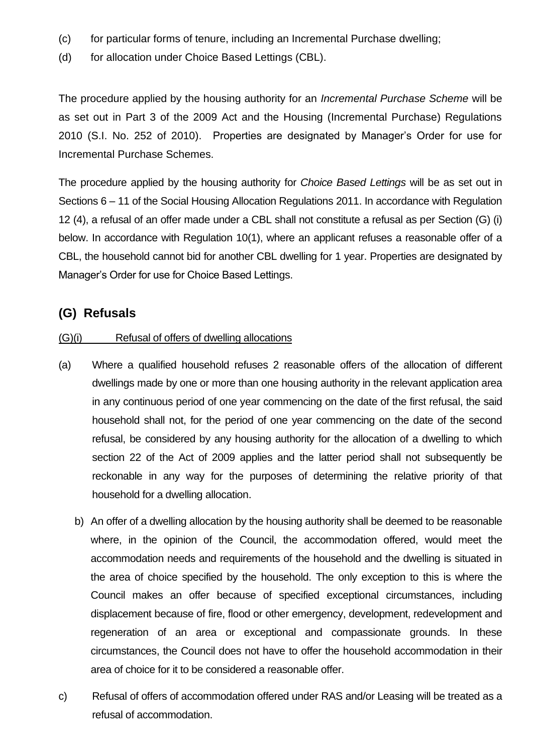(c) for particular forms of tenure, including an Incremental Purchase dwelling;

(d) for allocation under Choice Based Lettings (CBL).

The procedure applied by the housing authority for an *Incremental Purchase Scheme* will be as set out in Part 3 of the 2009 Act and the Housing (Incremental Purchase) Regulations 2010 (S.I. No. 252 of 2010). Properties are designated by Manager's Order for use for Incremental Purchase Schemes.

The procedure applied by the housing authority for *Choice Based Lettings* will be as set out in Sections 6 – 11 of the Social Housing Allocation Regulations 2011. In accordance with Regulation 12 (4), a refusal of an offer made under a CBL shall not constitute a refusal as per Section (G) (i) below. In accordance with Regulation 10(1), where an applicant refuses a reasonable offer of a CBL, the household cannot bid for another CBL dwelling for 1 year. Properties are designated by Manager's Order for use for Choice Based Lettings.

## (G) Refusals

<u>(G)(i) Refusal of offers of dwelling allocations</u>

(a) Where a qualified household refuses 2 reasonable offers of the allocation of different dwellings made by one or more than one housing authority in the relevant application area in any continuous period of one year commencing on the date of the first refusal, the said household shall not, for the period of one year commencing on the date of the second refusal, be considered by any housing authority for the allocation of a dwelling to which section 22 of the Act of 2009 applies and the latter period shall not subsequently be reckonable in any way for the purposes of determining the relative priority of that household for a dwelling allocation.

b) An offer of a dwelling allocation by the housing authority shall be deemed to be reasonable where, in the opinion of the Council, the accommodation offered, would meet the accommodation needs and requirements of the household and the dwelling is situated in the area of choice specified by the household. The only exception to this is where the Council makes an offer because of specified exceptional circumstances, including displacement because of fire, flood or other emergency, development, redevelopment and regeneration of an area or exceptional and compassionate grounds. In these circumstances, the Council does not have to offer the household accommodation in their area of choice for it to be considered a reasonable offer.

c) Refusal of offers of accommodation offered under RAS and/or Leasing will be treated as a refusal of accommodation.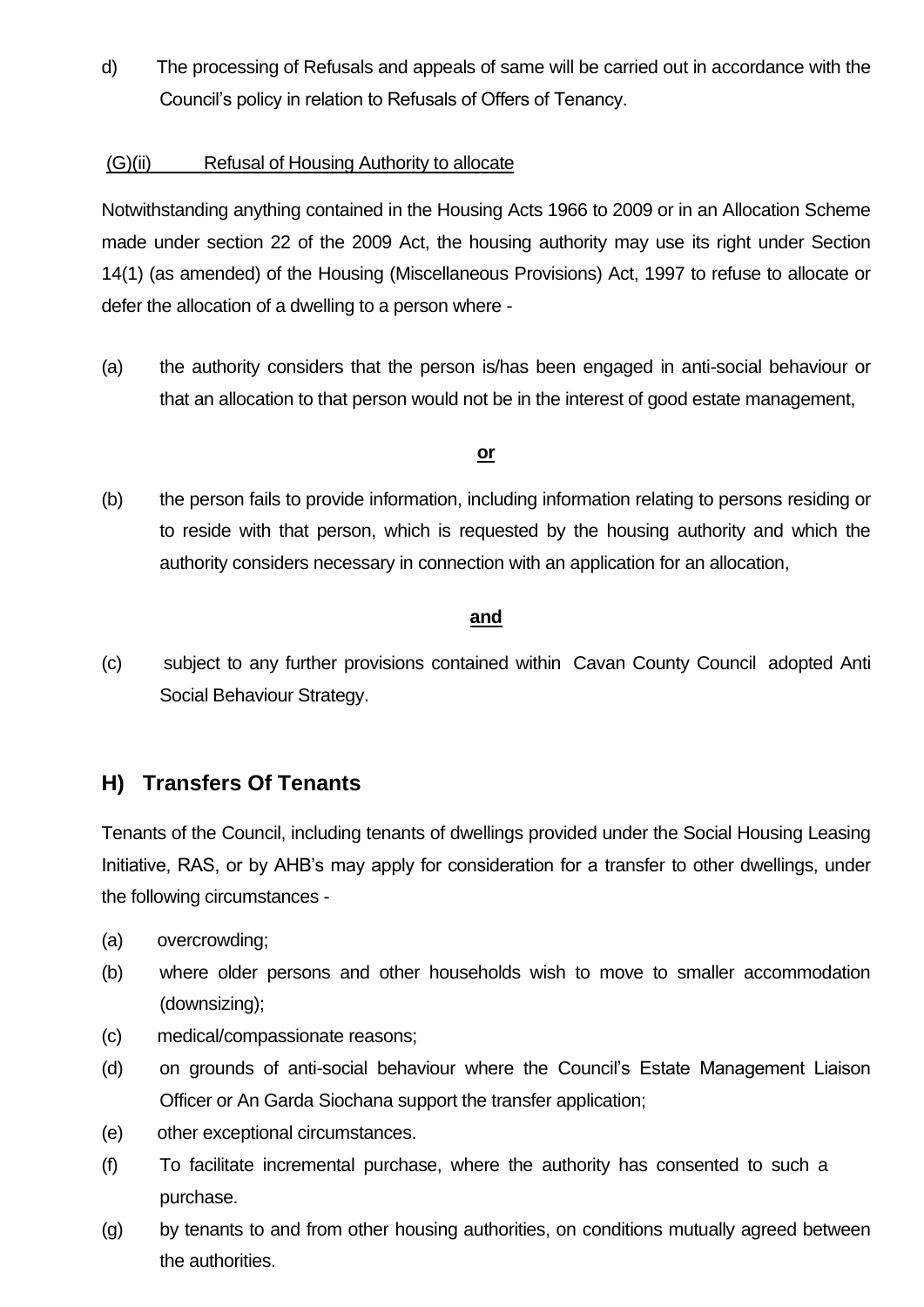d) The processing of Refusals and appeals of same will be carried out in accordance with the Council's policy in relation to Refusals of Offers of Tenancy.

(G)(ii) Refusal of Housing Authority to allocate

Notwithstanding anything contained in the Housing Acts 1966 to 2009 or in an Allocation Scheme made under section 22 of the 2009 Act, the housing authority may use its right under Section 14(1) (as amended) of the Housing (Miscellaneous Provisions) Act, 1997 to refuse to allocate or defer the allocation of a dwelling to a person where -

(a) the authority considers that the person is/has been engaged in anti-social behaviour or that an allocation to that person would not be in the interest of good estate management,

**or**

(b) the person fails to provide information, including information relating to persons residing or to reside with that person, which is requested by the housing authority and which the authority considers necessary in connection with an application for an allocation,

**and**

(c) subject to any further provisions contained within Cavan County Council adopted Anti Social Behaviour Strategy.

## H) Transfers Of Tenants

Tenants of the Council, including tenants of dwellings provided under the Social Housing Leasing Initiative, RAS, or by AHB's may apply for consideration for a transfer to other dwellings, under the following circumstances -

(a) overcrowding;

(b) where older persons and other households wish to move to smaller accommodation (downsizing);

(c) medical/compassionate reasons;

(d) on grounds of anti-social behaviour where the Council's Estate Management Liaison Officer or An Garda Siochana support the transfer application;

(e) other exceptional circumstances.

(f) To facilitate incremental purchase, where the authority has consented to such a purchase.

(g) by tenants to and from other housing authorities, on conditions mutually agreed between the authorities.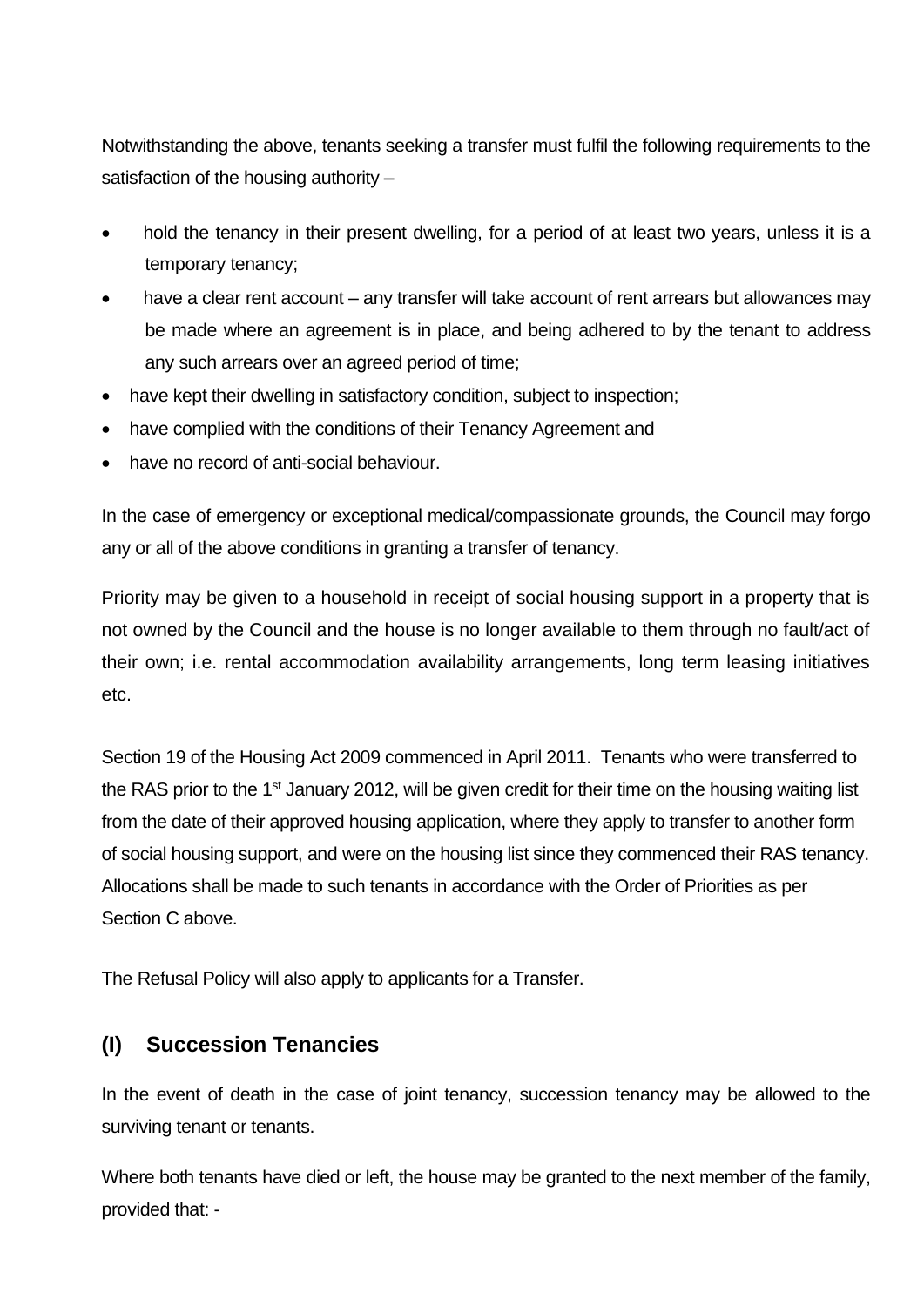Notwithstanding the above, tenants seeking a transfer must fulfil the following requirements to the satisfaction of the housing authority –

- hold the tenancy in their present dwelling, for a period of at least two years, unless it is a temporary tenancy;
- have a clear rent account – any transfer will take account of rent arrears but allowances may be made where an agreement is in place, and being adhered to by the tenant to address any such arrears over an agreed period of time;
- have kept their dwelling in satisfactory condition, subject to inspection;
- have complied with the conditions of their Tenancy Agreement and
- have no record of anti-social behaviour.

In the case of emergency or exceptional medical/compassionate grounds, the Council may forgo any or all of the above conditions in granting a transfer of tenancy.

Priority may be given to a household in receipt of social housing support in a property that is not owned by the Council and the house is no longer available to them through no fault/act of their own; i.e. rental accommodation availability arrangements, long term leasing initiatives etc.

Section 19 of the Housing Act 2009 commenced in April 2011. Tenants who were transferred to the RAS prior to the 1st January 2012, will be given credit for their time on the housing waiting list from the date of their approved housing application, where they apply to transfer to another form of social housing support, and were on the housing list since they commenced their RAS tenancy. Allocations shall be made to such tenants in accordance with the Order of Priorities as per Section C above.

The Refusal Policy will also apply to applicants for a Transfer.

## (I) Succession Tenancies

In the event of death in the case of joint tenancy, succession tenancy may be allowed to the surviving tenant or tenants.

Where both tenants have died or left, the house may be granted to the next member of the family, provided that: -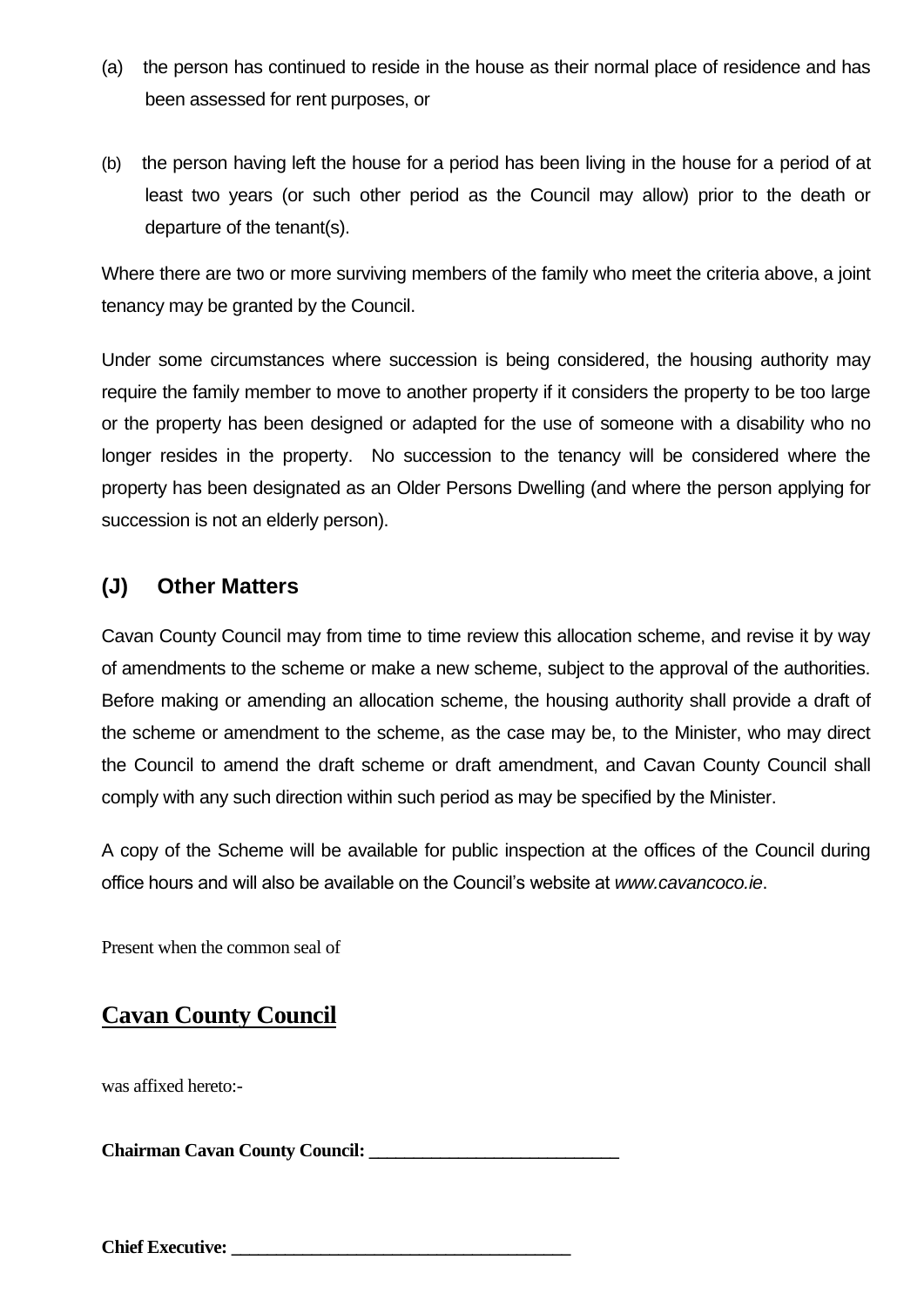(a) the person has continued to reside in the house as their normal place of residence and has been assessed for rent purposes, or

(b) the person having left the house for a period has been living in the house for a period of at least two years (or such other period as the Council may allow) prior to the death or departure of the tenant(s).

Where there are two or more surviving members of the family who meet the criteria above, a joint tenancy may be granted by the Council.

Under some circumstances where succession is being considered, the housing authority may require the family member to move to another property if it considers the property to be too large or the property has been designed or adapted for the use of someone with a disability who no longer resides in the property. No succession to the tenancy will be considered where the property has been designated as an Older Persons Dwelling (and where the person applying for succession is not an elderly person).

## (J) Other Matters

Cavan County Council may from time to time review this allocation scheme, and revise it by way of amendments to the scheme or make a new scheme, subject to the approval of the authorities. Before making or amending an allocation scheme, the housing authority shall provide a draft of the scheme or amendment to the scheme, as the case may be, to the Minister, who may direct the Council to amend the draft scheme or draft amendment, and Cavan County Council shall comply with any such direction within such period as may be specified by the Minister.

A copy of the Scheme will be available for public inspection at the offices of the Council during office hours and will also be available on the Council's website at *www.cavancoco.ie*.

Present when the common seal of

**Cavan County Council**

was affixed hereto:-

**Chairman Cavan County Council:** ___________________________

**Chief Executive:** _____________________________________